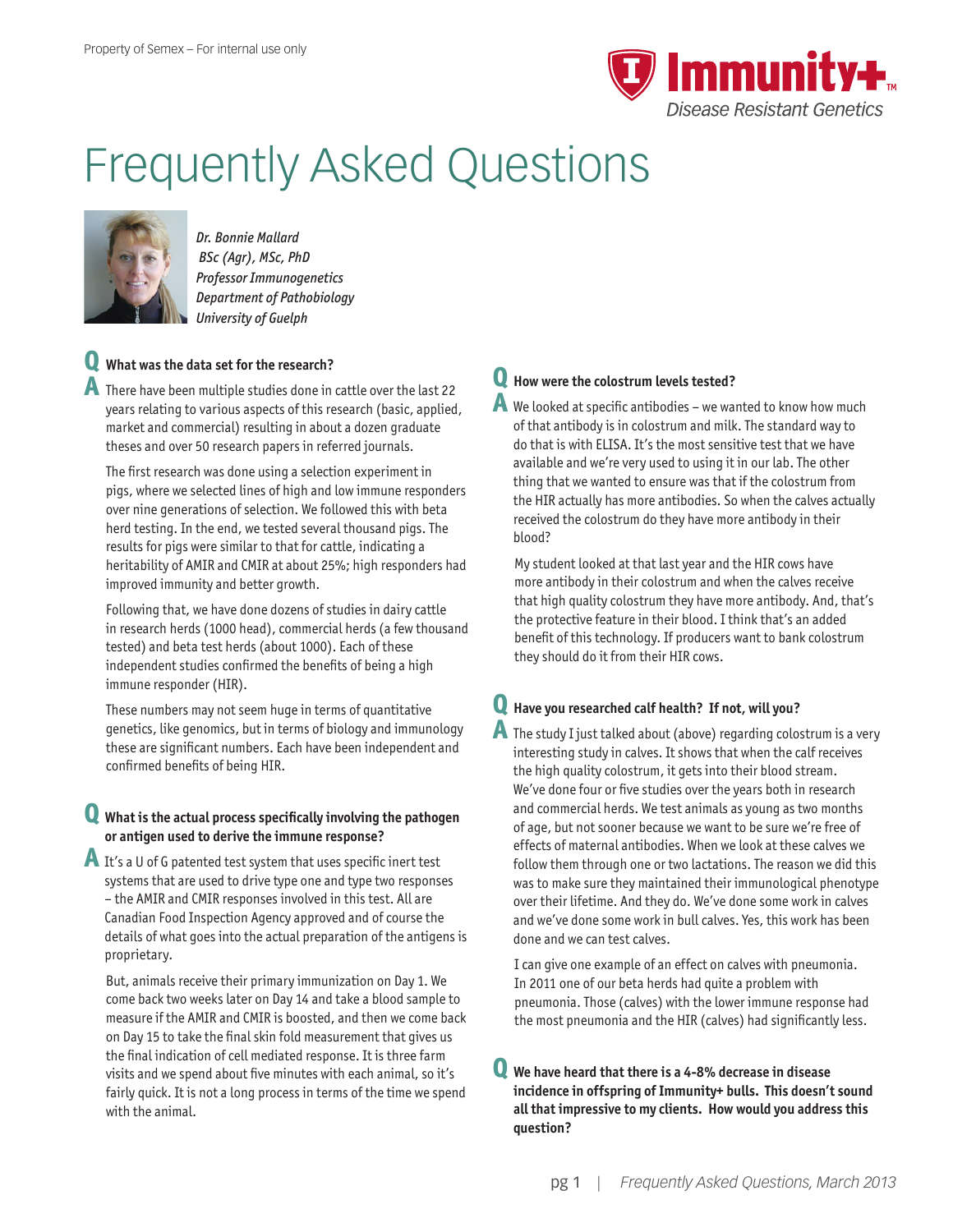Property of Semex – For internal use only

**Immunity+™**
*Disease Resistant Genetics*

# Frequently Asked Questions

*Dr. Bonnie Mallard*
*BSc (Agr), MSc, PhD*
*Professor Immunogenetics*
*Department of Pathobiology*
*University of Guelph*

**Q What was the data set for the research?**

**A** There have been multiple studies done in cattle over the last 22 years relating to various aspects of this research (basic, applied, market and commercial) resulting in about a dozen graduate theses and over 50 research papers in referred journals.

The first research was done using a selection experiment in pigs, where we selected lines of high and low immune responders over nine generations of selection. We followed this with beta herd testing. In the end, we tested several thousand pigs. The results for pigs were similar to that for cattle, indicating a heritability of AMIR and CMIR at about 25%; high responders had improved immunity and better growth.

Following that, we have done dozens of studies in dairy cattle in research herds (1000 head), commercial herds (a few thousand tested) and beta test herds (about 1000). Each of these independent studies confirmed the benefits of being a high immune responder (HIR).

These numbers may not seem huge in terms of quantitative genetics, like genomics, but in terms of biology and immunology these are significant numbers. Each have been independent and confirmed benefits of being HIR.

**Q What is the actual process specifically involving the pathogen or antigen used to derive the immune response?**

**A** It's a U of G patented test system that uses specific inert test systems that are used to drive type one and type two responses – the AMIR and CMIR responses involved in this test. All are Canadian Food Inspection Agency approved and of course the details of what goes into the actual preparation of the antigens is proprietary.

But, animals receive their primary immunization on Day 1. We come back two weeks later on Day 14 and take a blood sample to measure if the AMIR and CMIR is boosted, and then we come back on Day 15 to take the final skin fold measurement that gives us the final indication of cell mediated response. It is three farm visits and we spend about five minutes with each animal, so it's fairly quick. It is not a long process in terms of the time we spend with the animal.

**Q How were the colostrum levels tested?**

**A** We looked at specific antibodies – we wanted to know how much of that antibody is in colostrum and milk. The standard way to do that is with ELISA. It's the most sensitive test that we have available and we're very used to using it in our lab. The other thing that we wanted to ensure was that if the colostrum from the HIR actually has more antibodies. So when the calves actually received the colostrum do they have more antibody in their blood?

My student looked at that last year and the HIR cows have more antibody in their colostrum and when the calves receive that high quality colostrum they have more antibody. And, that's the protective feature in their blood. I think that's an added benefit of this technology. If producers want to bank colostrum they should do it from their HIR cows.

**Q Have you researched calf health? If not, will you?**

**A** The study I just talked about (above) regarding colostrum is a very interesting study in calves. It shows that when the calf receives the high quality colostrum, it gets into their blood stream. We've done four or five studies over the years both in research and commercial herds. We test animals as young as two months of age, but not sooner because we want to be sure we're free of effects of maternal antibodies. When we look at these calves we follow them through one or two lactations. The reason we did this was to make sure they maintained their immunological phenotype over their lifetime. And they do. We've done some work in calves and we've done some work in bull calves. Yes, this work has been done and we can test calves.

I can give one example of an effect on calves with pneumonia. In 2011 one of our beta herds had quite a problem with pneumonia. Those (calves) with the lower immune response had the most pneumonia and the HIR (calves) had significantly less.

**Q We have heard that there is a 4-8% decrease in disease incidence in offspring of Immunity+ bulls. This doesn't sound all that impressive to my clients. How would you address this question?**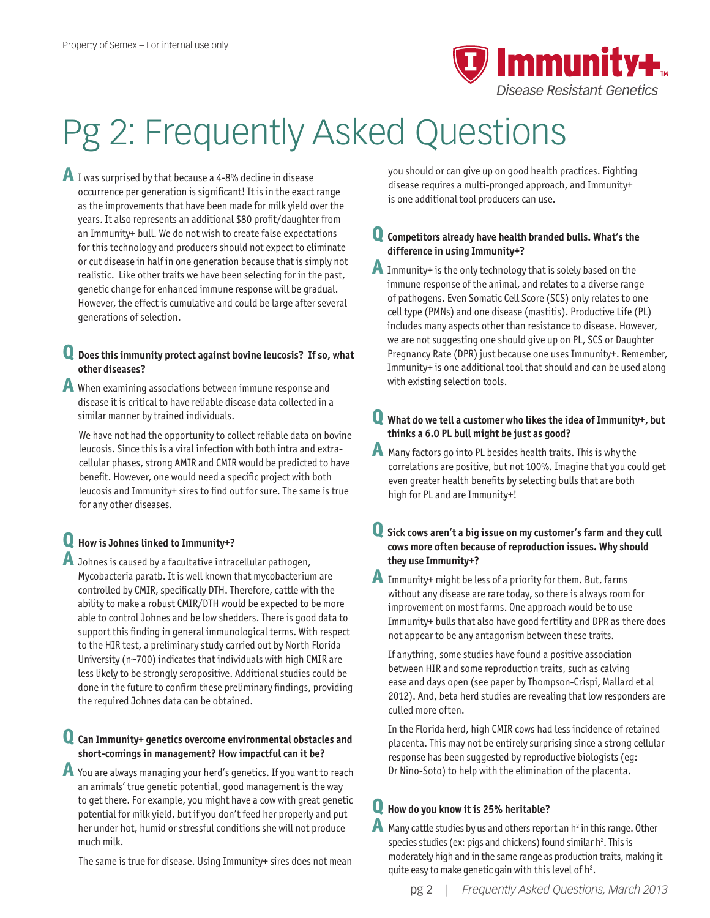# Pg 2: Frequently Asked Questions

**A** I was surprised by that because a 4-8% decline in disease occurrence per generation is significant! It is in the exact range as the improvements that have been made for milk yield over the years. It also represents an additional $80 profit/daughter from an Immunity+ bull. We do not wish to create false expectations for this technology and producers should not expect to eliminate or cut disease in half in one generation because that is simply not realistic. Like other traits we have been selecting for in the past, genetic change for enhanced immune response will be gradual. However, the effect is cumulative and could be large after several generations of selection.

**Q Does this immunity protect against bovine leucosis? If so, what other diseases?**

**A** When examining associations between immune response and disease it is critical to have reliable disease data collected in a similar manner by trained individuals.

We have not had the opportunity to collect reliable data on bovine leucosis. Since this is a viral infection with both intra and extra-cellular phases, strong AMIR and CMIR would be predicted to have benefit. However, one would need a specific project with both leucosis and Immunity+ sires to find out for sure. The same is true for any other diseases.

**Q How is Johnes linked to Immunity+?**

**A** Johnes is caused by a facultative intracellular pathogen, Mycobacteria paratb. It is well known that mycobacterium are controlled by CMIR, specifically DTH. Therefore, cattle with the ability to make a robust CMIR/DTH would be expected to be more able to control Johnes and be low shedders. There is good data to support this finding in general immunological terms. With respect to the HIR test, a preliminary study carried out by North Florida University (n~700) indicates that individuals with high CMIR are less likely to be strongly seropositive. Additional studies could be done in the future to confirm these preliminary findings, providing the required Johnes data can be obtained.

**Q Can Immunity+ genetics overcome environmental obstacles and short-comings in management? How impactful can it be?**

**A** You are always managing your herd's genetics. If you want to reach an animals' true genetic potential, good management is the way to get there. For example, you might have a cow with great genetic potential for milk yield, but if you don't feed her properly and put her under hot, humid or stressful conditions she will not produce much milk.

The same is true for disease. Using Immunity+ sires does not mean you should or can give up on good health practices. Fighting disease requires a multi-pronged approach, and Immunity+ is one additional tool producers can use.

**Q Competitors already have health branded bulls. What's the difference in using Immunity+?**

**A** Immunity+ is the only technology that is solely based on the immune response of the animal, and relates to a diverse range of pathogens. Even Somatic Cell Score (SCS) only relates to one cell type (PMNs) and one disease (mastitis). Productive Life (PL) includes many aspects other than resistance to disease. However, we are not suggesting one should give up on PL, SCS or Daughter Pregnancy Rate (DPR) just because one uses Immunity+. Remember, Immunity+ is one additional tool that should and can be used along with existing selection tools.

**Q What do we tell a customer who likes the idea of Immunity+, but thinks a 6.0 PL bull might be just as good?**

**A** Many factors go into PL besides health traits. This is why the correlations are positive, but not 100%. Imagine that you could get even greater health benefits by selecting bulls that are both high for PL and are Immunity+!

**Q Sick cows aren't a big issue on my customer's farm and they cull cows more often because of reproduction issues. Why should they use Immunity+?**

**A** Immunity+ might be less of a priority for them. But, farms without any disease are rare today, so there is always room for improvement on most farms. One approach would be to use Immunity+ bulls that also have good fertility and DPR as there does not appear to be any antagonism between these traits.

If anything, some studies have found a positive association between HIR and some reproduction traits, such as calving ease and days open (see paper by Thompson-Crispi, Mallard et al 2012). And, beta herd studies are revealing that low responders are culled more often.

In the Florida herd, high CMIR cows had less incidence of retained placenta. This may not be entirely surprising since a strong cellular response has been suggested by reproductive biologists (eg: Dr Nino-Soto) to help with the elimination of the placenta.

**Q How do you know it is 25% heritable?**

**A** Many cattle studies by us and others report an $h^2$ in this range. Other species studies (ex: pigs and chickens) found similar $h^2$. This is moderately high and in the same range as production traits, making it quite easy to make genetic gain with this level of $h^2$.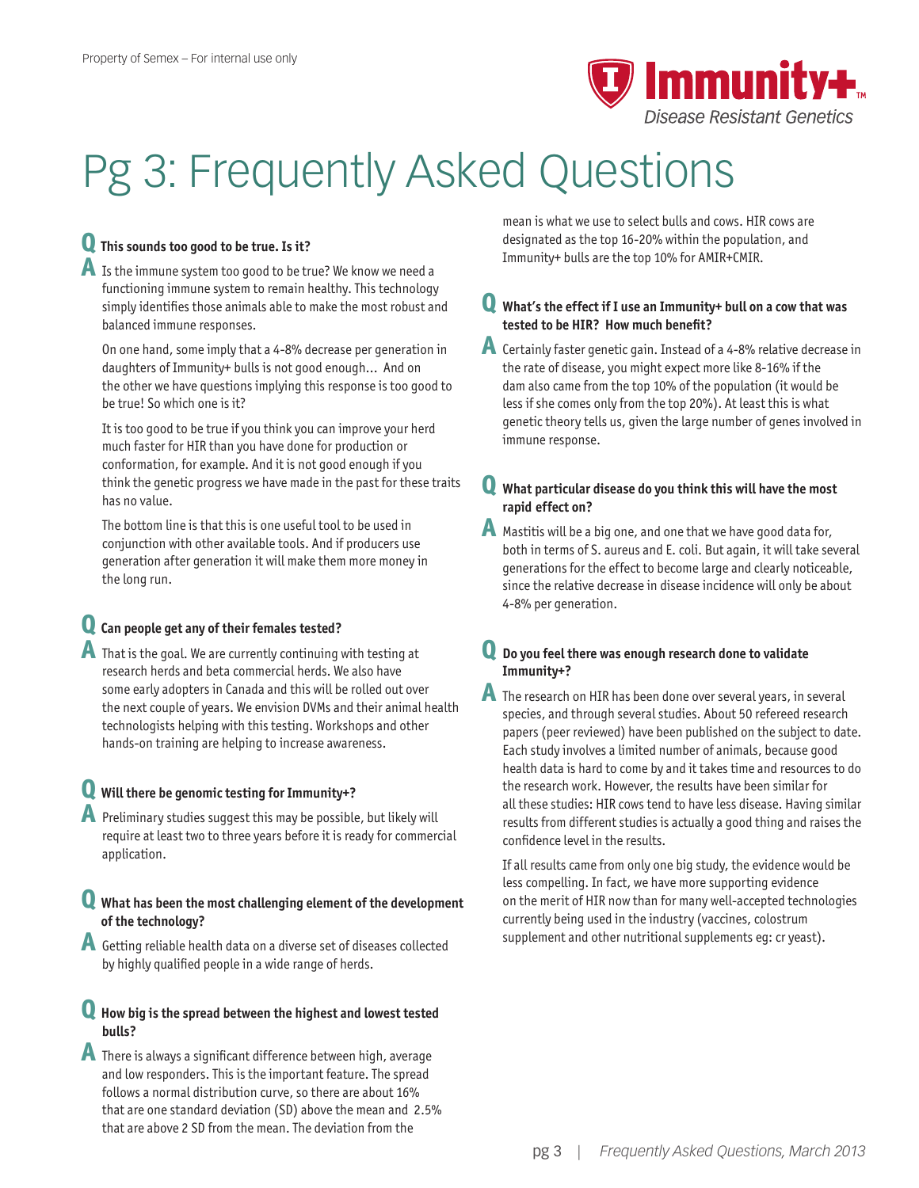# Pg 3: Frequently Asked Questions

**Q This sounds too good to be true. Is it?**

**A** Is the immune system too good to be true? We know we need a functioning immune system to remain healthy. This technology simply identifies those animals able to make the most robust and balanced immune responses.

On one hand, some imply that a 4-8% decrease per generation in daughters of Immunity+ bulls is not good enough… And on the other we have questions implying this response is too good to be true! So which one is it?

It is too good to be true if you think you can improve your herd much faster for HIR than you have done for production or conformation, for example. And it is not good enough if you think the genetic progress we have made in the past for these traits has no value.

The bottom line is that this is one useful tool to be used in conjunction with other available tools. And if producers use generation after generation it will make them more money in the long run.

**Q Can people get any of their females tested?**

**A** That is the goal. We are currently continuing with testing at research herds and beta commercial herds. We also have some early adopters in Canada and this will be rolled out over the next couple of years. We envision DVMs and their animal health technologists helping with this testing. Workshops and other hands-on training are helping to increase awareness.

**Q Will there be genomic testing for Immunity+?**

**A** Preliminary studies suggest this may be possible, but likely will require at least two to three years before it is ready for commercial application.

**Q What has been the most challenging element of the development of the technology?**

**A** Getting reliable health data on a diverse set of diseases collected by highly qualified people in a wide range of herds.

**Q How big is the spread between the highest and lowest tested bulls?**

**A** There is always a significant difference between high, average and low responders. This is the important feature. The spread follows a normal distribution curve, so there are about 16% that are one standard deviation (SD) above the mean and 2.5% that are above 2 SD from the mean. The deviation from the mean is what we use to select bulls and cows. HIR cows are designated as the top 16-20% within the population, and Immunity+ bulls are the top 10% for AMIR+CMIR.

**Q What's the effect if I use an Immunity+ bull on a cow that was tested to be HIR? How much benefit?**

**A** Certainly faster genetic gain. Instead of a 4-8% relative decrease in the rate of disease, you might expect more like 8-16% if the dam also came from the top 10% of the population (it would be less if she comes only from the top 20%). At least this is what genetic theory tells us, given the large number of genes involved in immune response.

**Q What particular disease do you think this will have the most rapid effect on?**

**A** Mastitis will be a big one, and one that we have good data for, both in terms of S. aureus and E. coli. But again, it will take several generations for the effect to become large and clearly noticeable, since the relative decrease in disease incidence will only be about 4-8% per generation.

**Q Do you feel there was enough research done to validate Immunity+?**

**A** The research on HIR has been done over several years, in several species, and through several studies. About 50 refereed research papers (peer reviewed) have been published on the subject to date. Each study involves a limited number of animals, because good health data is hard to come by and it takes time and resources to do the research work. However, the results have been similar for all these studies: HIR cows tend to have less disease. Having similar results from different studies is actually a good thing and raises the confidence level in the results.

If all results came from only one big study, the evidence would be less compelling. In fact, we have more supporting evidence on the merit of HIR now than for many well-accepted technologies currently being used in the industry (vaccines, colostrum supplement and other nutritional supplements eg: cr yeast).